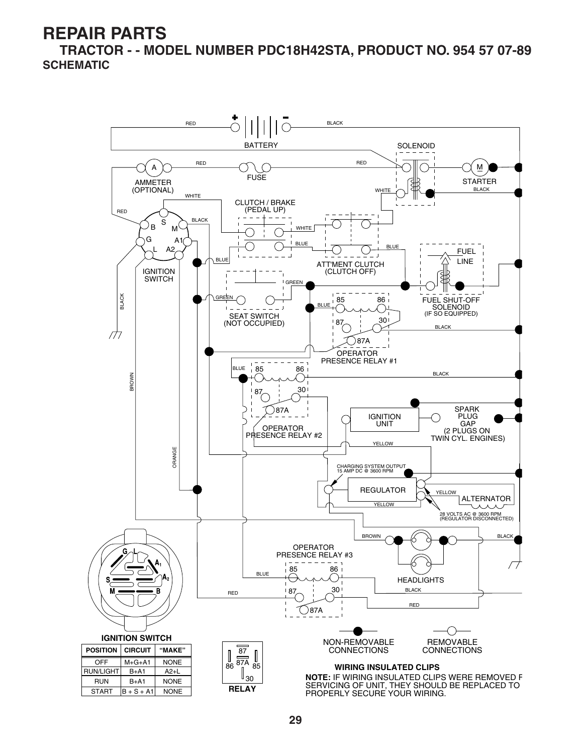# REPAIR PARTS

## TRACTOR - - MODEL NUMBER PDC18H42STA, PRODUCT NO. 954 57 07-89

### SCHEMATIC

BATTERY

SOLENOID

AMMETER (OPTIONAL)

FUSE

STARTER

CLUTCH / BRAKE (PEDAL UP)

IGNITION SWITCH

ATT'MENT CLUTCH (CLUTCH OFF)

FUEL LINE

FUEL SHUT-OFF SOLENOID (IF SO EQUIPPED)

SEAT SWITCH (NOT OCCUPIED)

OPERATOR PRESENCE RELAY #1

OPERATOR PRESENCE RELAY #2

IGNITION UNIT

SPARK PLUG GAP (2 PLUGS ON TWIN CYL. ENGINES)

CHARGING SYSTEM OUTPUT 15 AMP DC @ 3600 RPM

REGULATOR

ALTERNATOR

28 VOLTS AC @ 3600 RPM (REGULATOR DISCONNECTED)

OPERATOR PRESENCE RELAY #3

HEADLIGHTS

**IGNITION SWITCH**

| POSITION | CIRCUIT | "MAKE" |
|---|---|---|
| OFF | M+G+A1 | NONE |
| RUN/LIGHT | B+A1 | A2+L |
| RUN | B+A1 | NONE |
| START | B + S + A1 | NONE |

**RELAY**

NON-REMOVABLE CONNECTIONS

REMOVABLE CONNECTIONS

**WIRING INSULATED CLIPS**

**NOTE:** IF WIRING INSULATED CLIPS WERE REMOVED F SERVICING OF UNIT, THEY SHOULD BE REPLACED TO PROPERLY SECURE YOUR WIRING.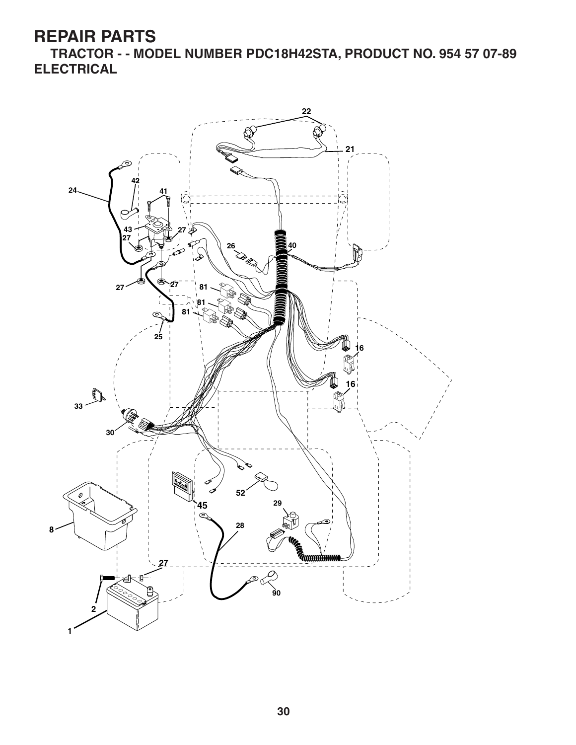# REPAIR PARTS

## TRACTOR - - MODEL NUMBER PDC18H42STA, PRODUCT NO. 954 57 07-89

## ELECTRICAL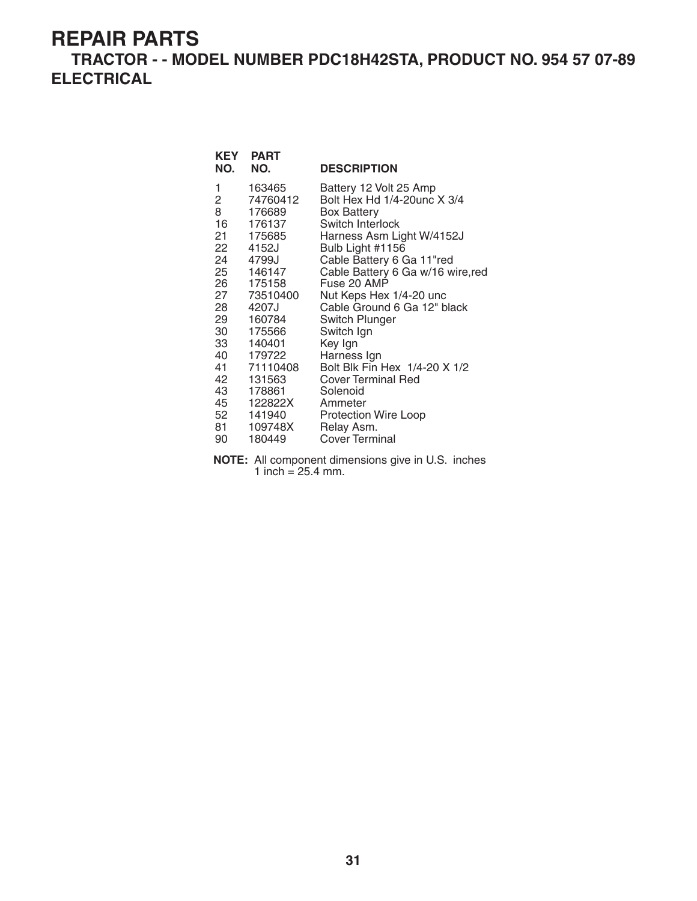# REPAIR PARTS

## TRACTOR - - MODEL NUMBER PDC18H42STA, PRODUCT NO. 954 57 07-89

## ELECTRICAL

| KEY NO. | PART NO. | DESCRIPTION |
|---|---|---|
| 1 | 163465 | Battery 12 Volt 25 Amp |
| 2 | 74760412 | Bolt Hex Hd 1/4-20unc X 3/4 |
| 8 | 176689 | Box Battery |
| 16 | 176137 | Switch Interlock |
| 21 | 175685 | Harness Asm Light W/4152J |
| 22 | 4152J | Bulb Light #1156 |
| 24 | 4799J | Cable Battery 6 Ga 11"red |
| 25 | 146147 | Cable Battery 6 Ga w/16 wire,red |
| 26 | 175158 | Fuse 20 AMP |
| 27 | 73510400 | Nut Keps Hex 1/4-20 unc |
| 28 | 4207J | Cable Ground 6 Ga 12" black |
| 29 | 160784 | Switch Plunger |
| 30 | 175566 | Switch Ign |
| 33 | 140401 | Key Ign |
| 40 | 179722 | Harness Ign |
| 41 | 71110408 | Bolt Blk Fin Hex 1/4-20 X 1/2 |
| 42 | 131563 | Cover Terminal Red |
| 43 | 178861 | Solenoid |
| 45 | 122822X | Ammeter |
| 52 | 141940 | Protection Wire Loop |
| 81 | 109748X | Relay Asm. |
| 90 | 180449 | Cover Terminal |

**NOTE:** All component dimensions give in U.S. inches
1 inch = 25.4 mm.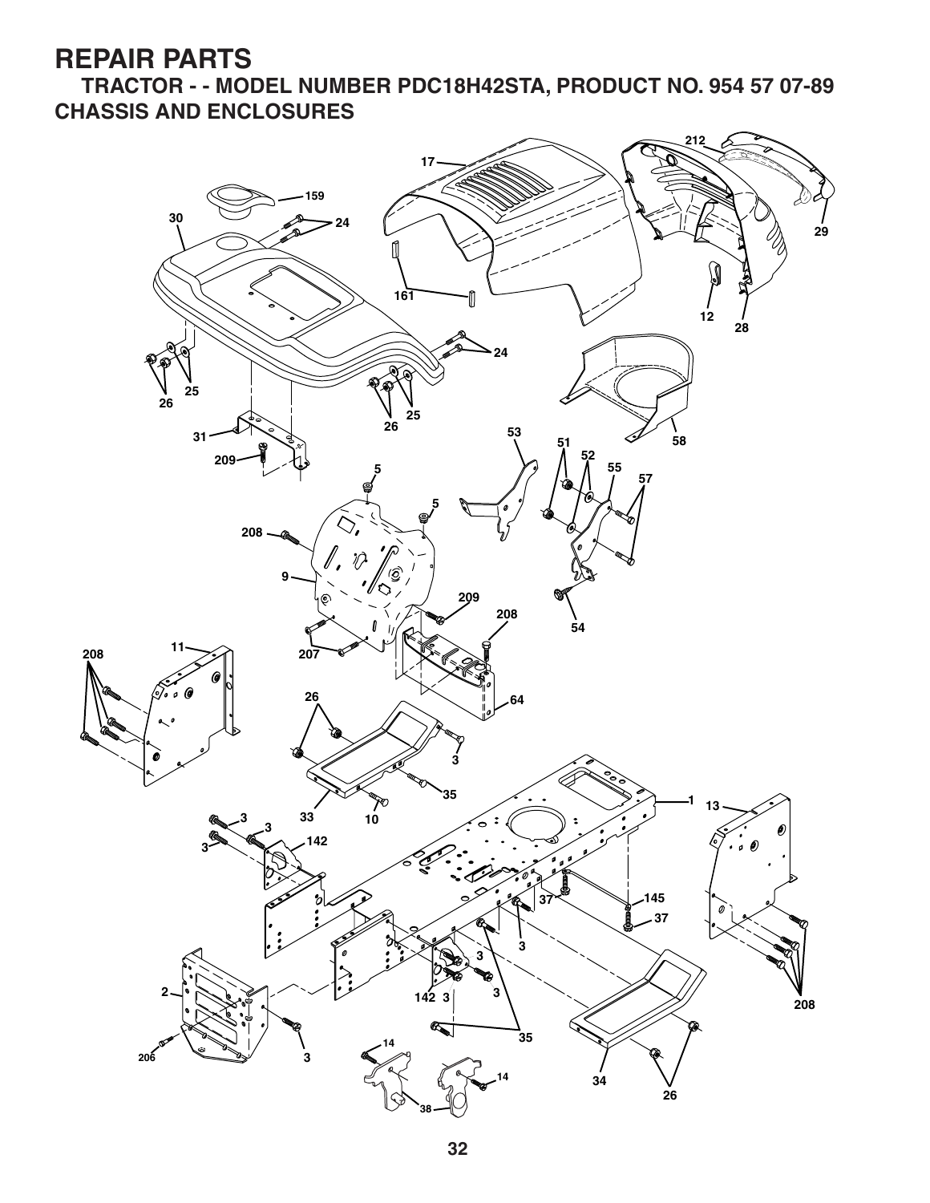# REPAIR PARTS

## TRACTOR - - MODEL NUMBER PDC18H42STA, PRODUCT NO. 954 57 07-89

## CHASSIS AND ENCLOSURES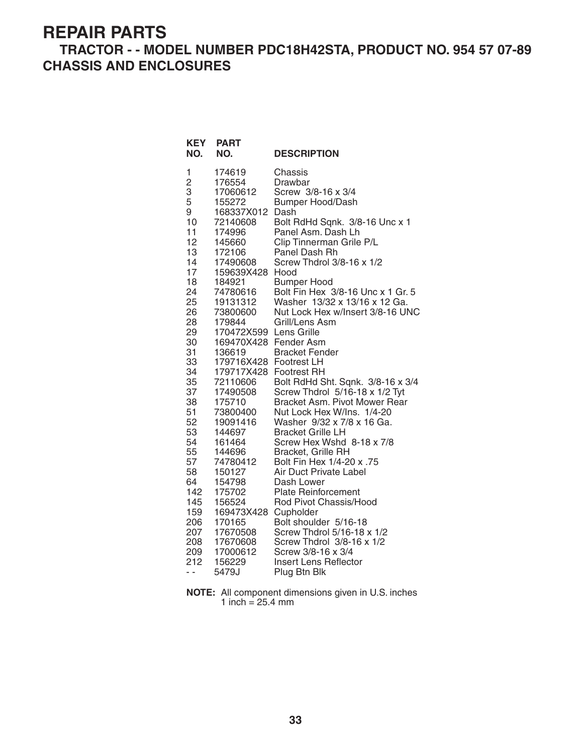# REPAIR PARTS

## TRACTOR - - MODEL NUMBER PDC18H42STA, PRODUCT NO. 954 57 07-89

## CHASSIS AND ENCLOSURES

| KEY NO. | PART NO. | DESCRIPTION |
|---|---|---|
| 1 | 174619 | Chassis |
| 2 | 176554 | Drawbar |
| 3 | 17060612 | Screw 3/8-16 x 3/4 |
| 5 | 155272 | Bumper Hood/Dash |
| 9 | 168337X012 | Dash |
| 10 | 72140608 | Bolt RdHd Sqnk. 3/8-16 Unc x 1 |
| 11 | 174996 | Panel Asm. Dash Lh |
| 12 | 145660 | Clip Tinnerman Grile P/L |
| 13 | 172106 | Panel Dash Rh |
| 14 | 17490608 | Screw Thdrol 3/8-16 x 1/2 |
| 17 | 159639X428 | Hood |
| 18 | 184921 | Bumper Hood |
| 24 | 74780616 | Bolt Fin Hex 3/8-16 Unc x 1 Gr. 5 |
| 25 | 19131312 | Washer 13/32 x 13/16 x 12 Ga. |
| 26 | 73800600 | Nut Lock Hex w/Insert 3/8-16 UNC |
| 28 | 179844 | Grill/Lens Asm |
| 29 | 170472X599 | Lens Grille |
| 30 | 169470X428 | Fender Asm |
| 31 | 136619 | Bracket Fender |
| 33 | 179716X428 | Footrest LH |
| 34 | 179717X428 | Footrest RH |
| 35 | 72110606 | Bolt RdHd Sht. Sqnk. 3/8-16 x 3/4 |
| 37 | 17490508 | Screw Thdrol 5/16-18 x 1/2 Tyt |
| 38 | 175710 | Bracket Asm. Pivot Mower Rear |
| 51 | 73800400 | Nut Lock Hex W/Ins. 1/4-20 |
| 52 | 19091416 | Washer 9/32 x 7/8 x 16 Ga. |
| 53 | 144697 | Bracket Grille LH |
| 54 | 161464 | Screw Hex Wshd 8-18 x 7/8 |
| 55 | 144696 | Bracket, Grille RH |
| 57 | 74780412 | Bolt Fin Hex 1/4-20 x .75 |
| 58 | 150127 | Air Duct Private Label |
| 64 | 154798 | Dash Lower |
| 142 | 175702 | Plate Reinforcement |
| 145 | 156524 | Rod Pivot Chassis/Hood |
| 159 | 169473X428 | Cupholder |
| 206 | 170165 | Bolt shoulder 5/16-18 |
| 207 | 17670508 | Screw Thdrol 5/16-18 x 1/2 |
| 208 | 17670608 | Screw Thdrol 3/8-16 x 1/2 |
| 209 | 17000612 | Screw 3/8-16 x 3/4 |
| 212 | 156229 | Insert Lens Reflector |
| - - | 5479J | Plug Btn Blk |

**NOTE:** All component dimensions given in U.S. inches
1 inch = 25.4 mm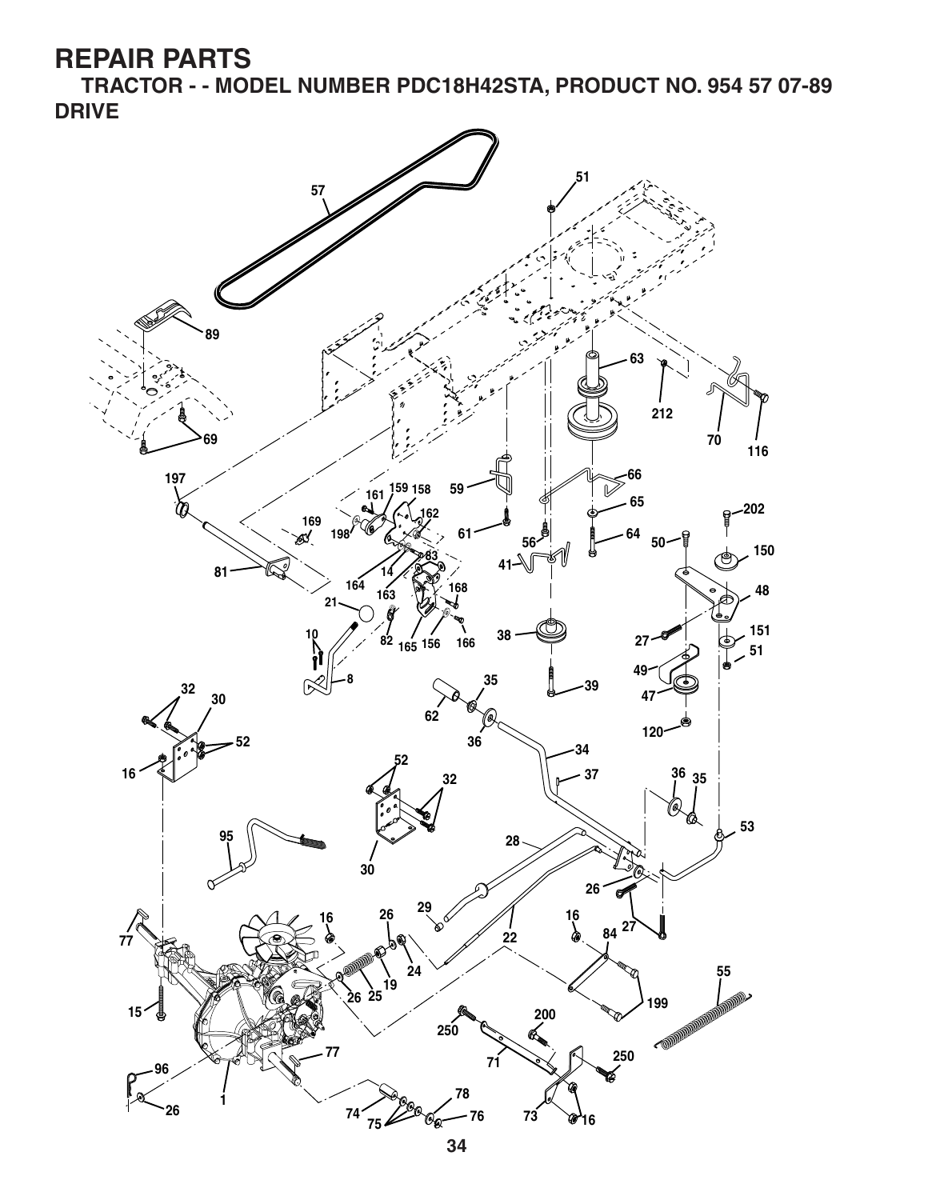# REPAIR PARTS

## TRACTOR - - MODEL NUMBER PDC18H42STA, PRODUCT NO. 954 57 07-89

## DRIVE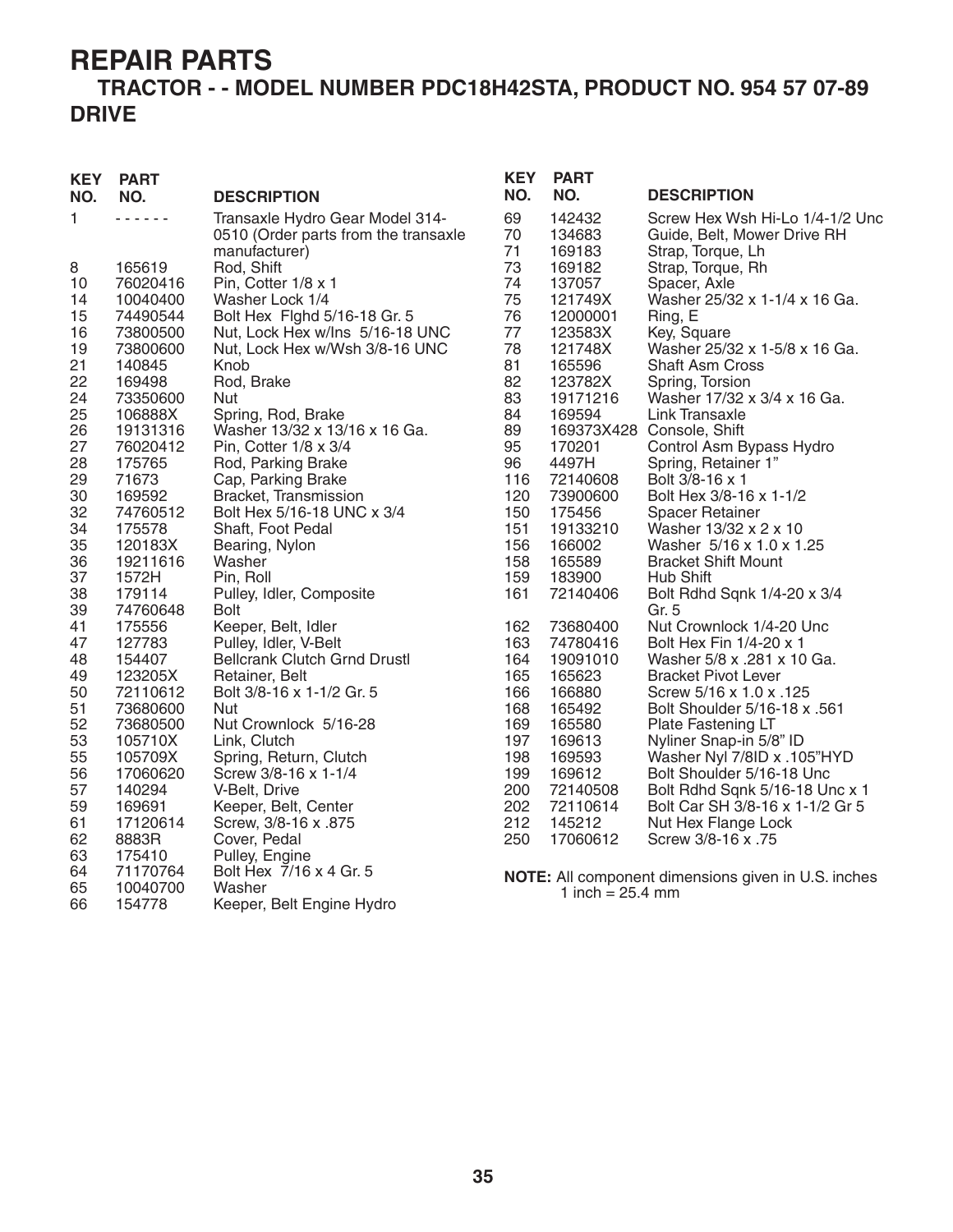# REPAIR PARTS

## TRACTOR - - MODEL NUMBER PDC18H42STA, PRODUCT NO. 954 57 07-89

## DRIVE

| KEY NO. | PART NO. | DESCRIPTION |
|---|---|---|
| 1 | - - - - - - | Transaxle Hydro Gear Model 314-0510 (Order parts from the transaxle manufacturer) |
| 8 | 165619 | Rod, Shift |
| 10 | 76020416 | Pin, Cotter 1/8 x 1 |
| 14 | 10040400 | Washer Lock 1/4 |
| 15 | 74490544 | Bolt Hex Flghd 5/16-18 Gr. 5 |
| 16 | 73800500 | Nut, Lock Hex w/Ins 5/16-18 UNC |
| 19 | 73800600 | Nut, Lock Hex w/Wsh 3/8-16 UNC |
| 21 | 140845 | Knob |
| 22 | 169498 | Rod, Brake |
| 24 | 73350600 | Nut |
| 25 | 106888X | Spring, Rod, Brake |
| 26 | 19131316 | Washer 13/32 x 13/16 x 16 Ga. |
| 27 | 76020412 | Pin, Cotter 1/8 x 3/4 |
| 28 | 175765 | Rod, Parking Brake |
| 29 | 71673 | Cap, Parking Brake |
| 30 | 169592 | Bracket, Transmission |
| 32 | 74760512 | Bolt Hex 5/16-18 UNC x 3/4 |
| 34 | 175578 | Shaft, Foot Pedal |
| 35 | 120183X | Bearing, Nylon |
| 36 | 19211616 | Washer |
| 37 | 1572H | Pin, Roll |
| 38 | 179114 | Pulley, Idler, Composite |
| 39 | 74760648 | Bolt |
| 41 | 175556 | Keeper, Belt, Idler |
| 47 | 127783 | Pulley, Idler, V-Belt |
| 48 | 154407 | Bellcrank Clutch Grnd Drustl |
| 49 | 123205X | Retainer, Belt |
| 50 | 72110612 | Bolt 3/8-16 x 1-1/2 Gr. 5 |
| 51 | 73680600 | Nut |
| 52 | 73680500 | Nut Crownlock 5/16-28 |
| 53 | 105710X | Link, Clutch |
| 55 | 105709X | Spring, Return, Clutch |
| 56 | 17060620 | Screw 3/8-16 x 1-1/4 |
| 57 | 140294 | V-Belt, Drive |
| 59 | 169691 | Keeper, Belt, Center |
| 61 | 17120614 | Screw, 3/8-16 x .875 |
| 62 | 8883R | Cover, Pedal |
| 63 | 175410 | Pulley, Engine |
| 64 | 71170764 | Bolt Hex 7/16 x 4 Gr. 5 |
| 65 | 10040700 | Washer |
| 66 | 154778 | Keeper, Belt Engine Hydro |
| 69 | 142432 | Screw Hex Wsh Hi-Lo 1/4-1/2 Unc |
| 70 | 134683 | Guide, Belt, Mower Drive RH |
| 71 | 169183 | Strap, Torque, Lh |
| 73 | 169182 | Strap, Torque, Rh |
| 74 | 137057 | Spacer, Axle |
| 75 | 121749X | Washer 25/32 x 1-1/4 x 16 Ga. |
| 76 | 12000001 | Ring, E |
| 77 | 123583X | Key, Square |
| 78 | 121748X | Washer 25/32 x 1-5/8 x 16 Ga. |
| 81 | 165596 | Shaft Asm Cross |
| 82 | 123782X | Spring, Torsion |
| 83 | 19171216 | Washer 17/32 x 3/4 x 16 Ga. |
| 84 | 169594 | Link Transaxle |
| 89 | 169373X428 | Console, Shift |
| 95 | 170201 | Control Asm Bypass Hydro |
| 96 | 4497H | Spring, Retainer 1" |
| 116 | 72140608 | Bolt 3/8-16 x 1 |
| 120 | 73900600 | Bolt Hex 3/8-16 x 1-1/2 |
| 150 | 175456 | Spacer Retainer |
| 151 | 19133210 | Washer 13/32 x 2 x 10 |
| 156 | 166002 | Washer 5/16 x 1.0 x 1.25 |
| 158 | 165589 | Bracket Shift Mount |
| 159 | 183900 | Hub Shift |
| 161 | 72140406 | Bolt Rdhd Sqnk 1/4-20 x 3/4 Gr. 5 |
| 162 | 73680400 | Nut Crownlock 1/4-20 Unc |
| 163 | 74780416 | Bolt Hex Fin 1/4-20 x 1 |
| 164 | 19091010 | Washer 5/8 x .281 x 10 Ga. |
| 165 | 165623 | Bracket Pivot Lever |
| 166 | 166880 | Screw 5/16 x 1.0 x .125 |
| 168 | 165492 | Bolt Shoulder 5/16-18 x .561 |
| 169 | 165580 | Plate Fastening LT |
| 197 | 169613 | Nyliner Snap-in 5/8" ID |
| 198 | 169593 | Washer Nyl 7/8ID x .105"HYD |
| 199 | 169612 | Bolt Shoulder 5/16-18 Unc |
| 200 | 72140508 | Bolt Rdhd Sqnk 5/16-18 Unc x 1 |
| 202 | 72110614 | Bolt Car SH 3/8-16 x 1-1/2 Gr 5 |
| 212 | 145212 | Nut Hex Flange Lock |
| 250 | 17060612 | Screw 3/8-16 x .75 |

**NOTE:** All component dimensions given in U.S. inches
1 inch = 25.4 mm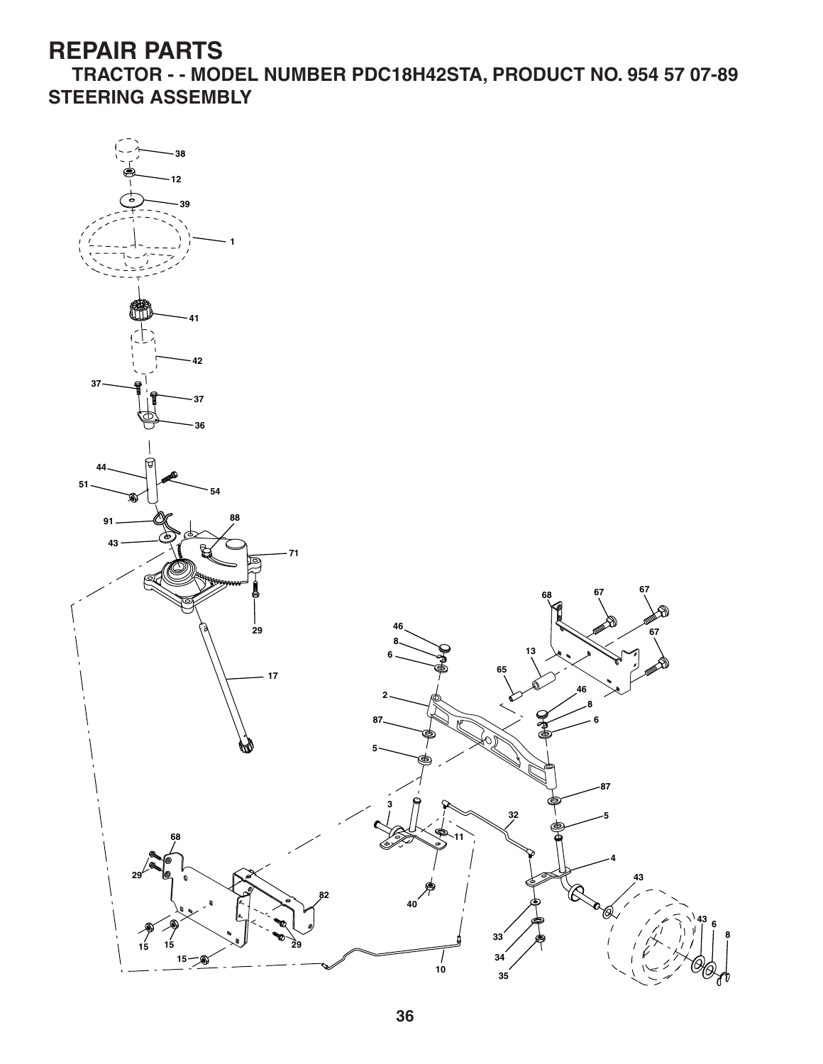# REPAIR PARTS

## TRACTOR - - MODEL NUMBER PDC18H42STA, PRODUCT NO. 954 57 07-89

## STEERING ASSEMBLY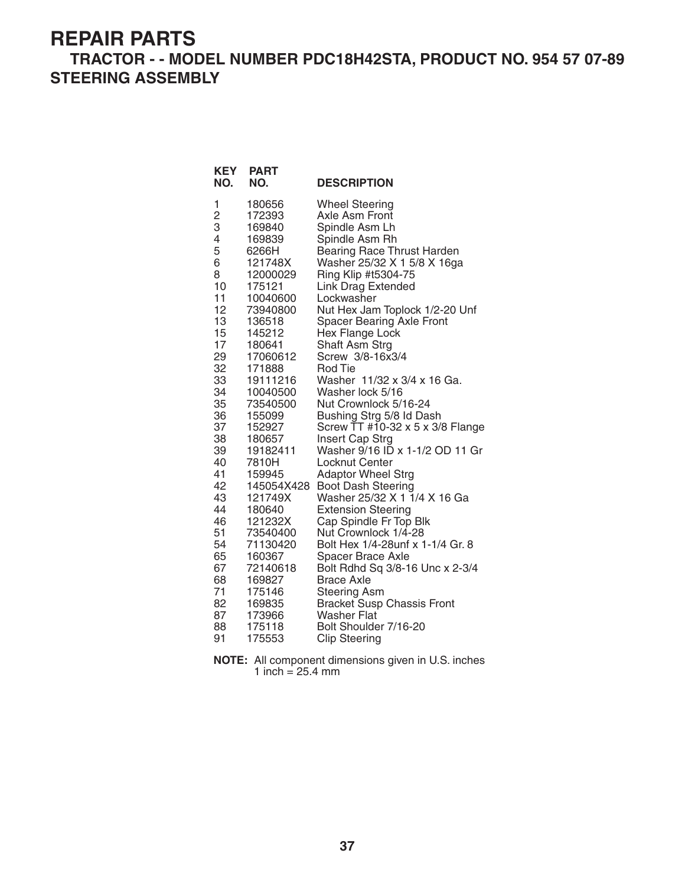# REPAIR PARTS

## TRACTOR - - MODEL NUMBER PDC18H42STA, PRODUCT NO. 954 57 07-89

## STEERING ASSEMBLY

| KEY NO. | PART NO. | DESCRIPTION |
|---|---|---|
| 1 | 180656 | Wheel Steering |
| 2 | 172393 | Axle Asm Front |
| 3 | 169840 | Spindle Asm Lh |
| 4 | 169839 | Spindle Asm Rh |
| 5 | 6266H | Bearing Race Thrust Harden |
| 6 | 121748X | Washer 25/32 X 1 5/8 X 16ga |
| 8 | 12000029 | Ring Klip #t5304-75 |
| 10 | 175121 | Link Drag Extended |
| 11 | 10040600 | Lockwasher |
| 12 | 73940800 | Nut Hex Jam Toplock 1/2-20 Unf |
| 13 | 136518 | Spacer Bearing Axle Front |
| 15 | 145212 | Hex Flange Lock |
| 17 | 180641 | Shaft Asm Strg |
| 29 | 17060612 | Screw 3/8-16x3/4 |
| 32 | 171888 | Rod Tie |
| 33 | 19111216 | Washer 11/32 x 3/4 x 16 Ga. |
| 34 | 10040500 | Washer lock 5/16 |
| 35 | 73540500 | Nut Crownlock 5/16-24 |
| 36 | 155099 | Bushing Strg 5/8 Id Dash |
| 37 | 152927 | Screw TT #10-32 x 5 x 3/8 Flange |
| 38 | 180657 | Insert Cap Strg |
| 39 | 19182411 | Washer 9/16 ID x 1-1/2 OD 11 Gr |
| 40 | 7810H | Locknut Center |
| 41 | 159945 | Adaptor Wheel Strg |
| 42 | 145054X428 | Boot Dash Steering |
| 43 | 121749X | Washer 25/32 X 1 1/4 X 16 Ga |
| 44 | 180640 | Extension Steering |
| 46 | 121232X | Cap Spindle Fr Top Blk |
| 51 | 73540400 | Nut Crownlock 1/4-28 |
| 54 | 71130420 | Bolt Hex 1/4-28unf x 1-1/4 Gr. 8 |
| 65 | 160367 | Spacer Brace Axle |
| 67 | 72140618 | Bolt Rdhd Sq 3/8-16 Unc x 2-3/4 |
| 68 | 169827 | Brace Axle |
| 71 | 175146 | Steering Asm |
| 82 | 169835 | Bracket Susp Chassis Front |
| 87 | 173966 | Washer Flat |
| 88 | 175118 | Bolt Shoulder 7/16-20 |
| 91 | 175553 | Clip Steering |

**NOTE:** All component dimensions given in U.S. inches
1 inch = 25.4 mm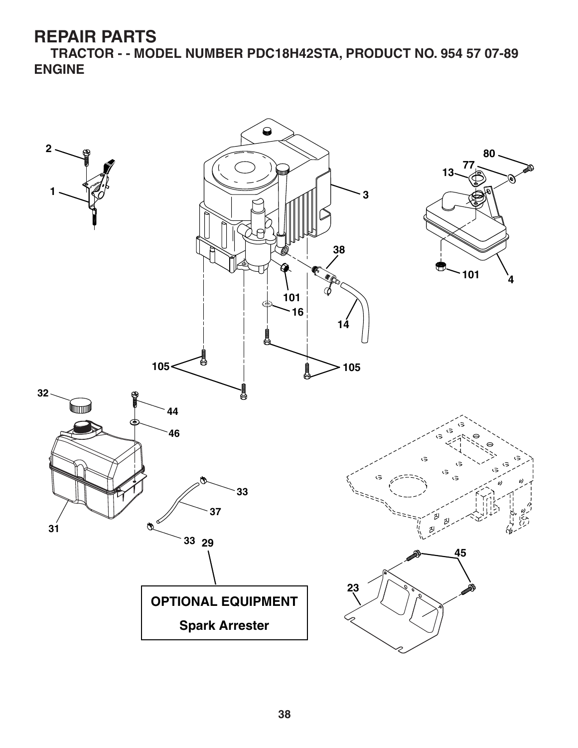# REPAIR PARTS

## TRACTOR - - MODEL NUMBER PDC18H42STA, PRODUCT NO. 954 57 07-89

## ENGINE

2

1

80

77

13

3

38

101

4

101

16

14

105

105

32

44

46

33

37

31

33 29

45

23

**OPTIONAL EQUIPMENT**

**Spark Arrester**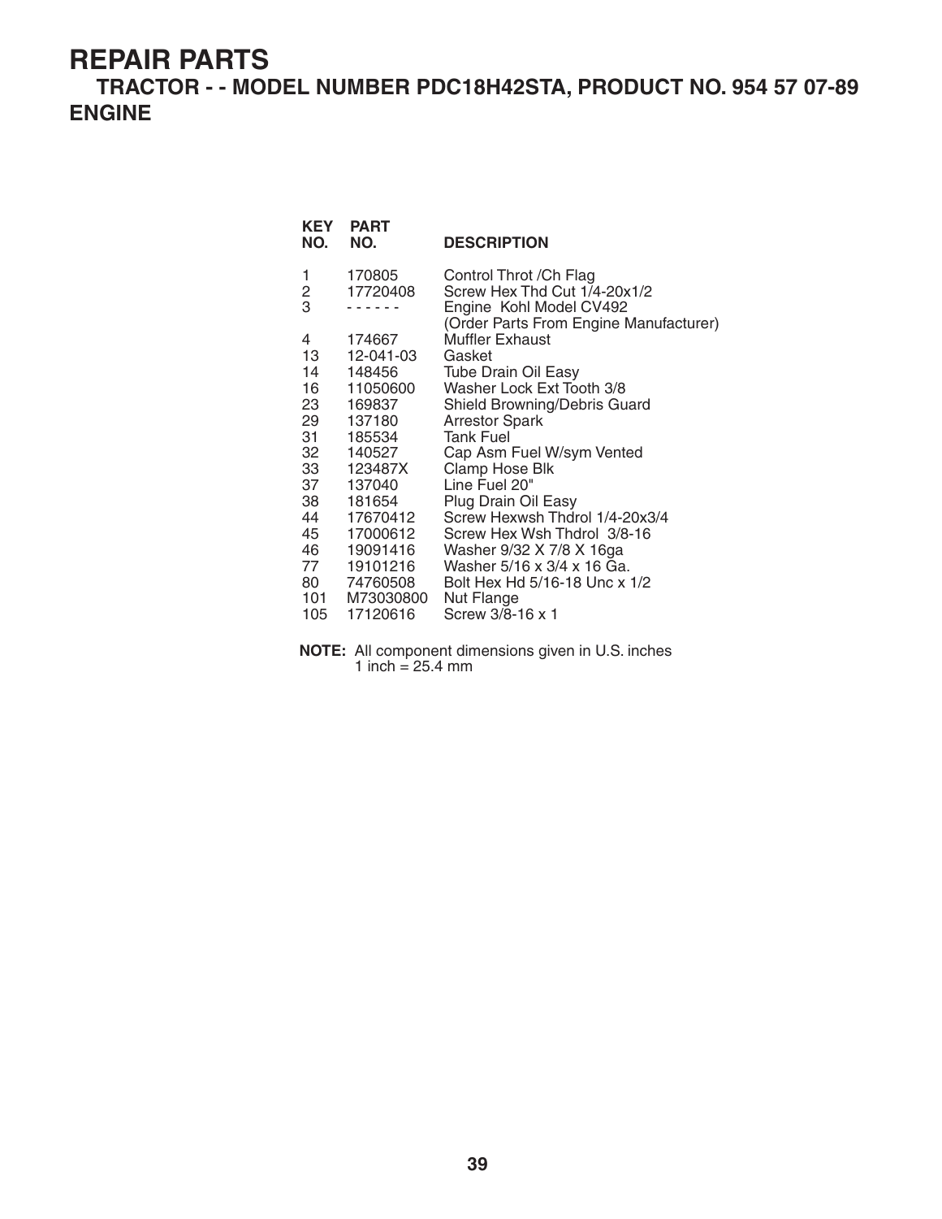# REPAIR PARTS

## TRACTOR - - MODEL NUMBER PDC18H42STA, PRODUCT NO. 954 57 07-89

## ENGINE

| KEY NO. | PART NO. | DESCRIPTION |
|---|---|---|
| 1 | 170805 | Control Throt /Ch Flag |
| 2 | 17720408 | Screw Hex Thd Cut 1/4-20x1/2 |
| 3 | - - - - - - | Engine Kohl Model CV492 (Order Parts From Engine Manufacturer) |
| 4 | 174667 | Muffler Exhaust |
| 13 | 12-041-03 | Gasket |
| 14 | 148456 | Tube Drain Oil Easy |
| 16 | 11050600 | Washer Lock Ext Tooth 3/8 |
| 23 | 169837 | Shield Browning/Debris Guard |
| 29 | 137180 | Arrestor Spark |
| 31 | 185534 | Tank Fuel |
| 32 | 140527 | Cap Asm Fuel W/sym Vented |
| 33 | 123487X | Clamp Hose Blk |
| 37 | 137040 | Line Fuel 20" |
| 38 | 181654 | Plug Drain Oil Easy |
| 44 | 17670412 | Screw Hexwsh Thdrol 1/4-20x3/4 |
| 45 | 17000612 | Screw Hex Wsh Thdrol 3/8-16 |
| 46 | 19091416 | Washer 9/32 X 7/8 X 16ga |
| 77 | 19101216 | Washer 5/16 x 3/4 x 16 Ga. |
| 80 | 74760508 | Bolt Hex Hd 5/16-18 Unc x 1/2 |
| 101 | M73030800 | Nut Flange |
| 105 | 17120616 | Screw 3/8-16 x 1 |

**NOTE:** All component dimensions given in U.S. inches
1 inch = 25.4 mm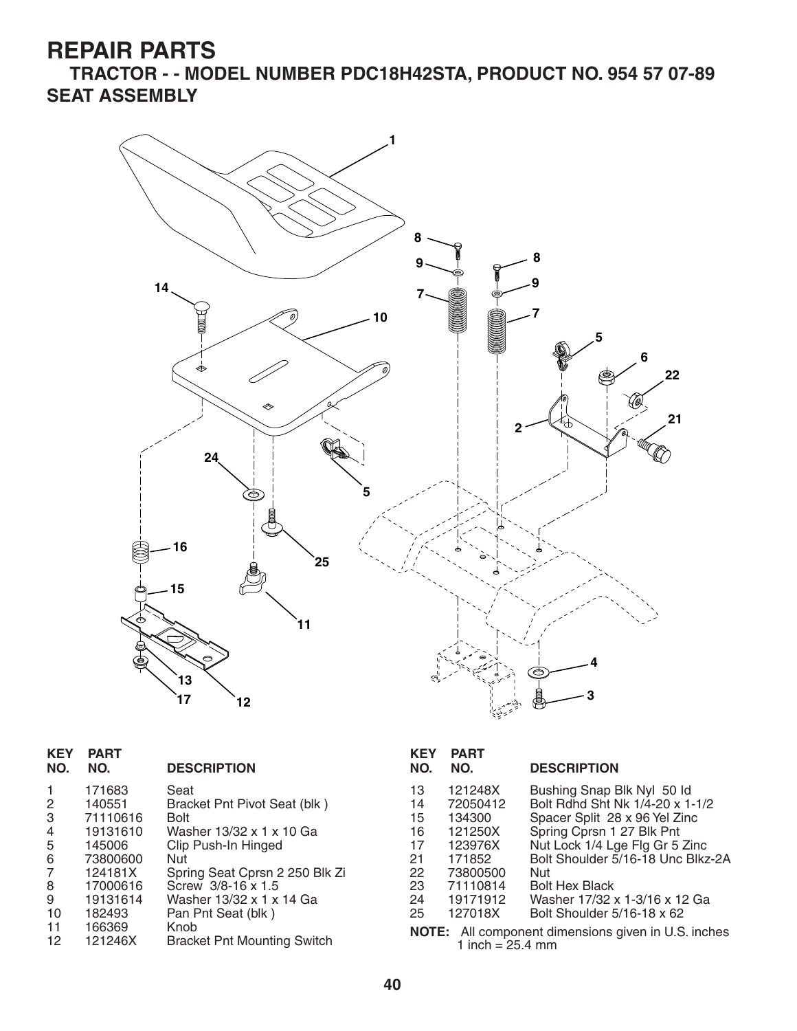# REPAIR PARTS

## TRACTOR - - MODEL NUMBER PDC18H42STA, PRODUCT NO. 954 57 07-89

## SEAT ASSEMBLY

| KEY NO. | PART NO. | DESCRIPTION |
|---|---|---|
| 1 | 171683 | Seat |
| 2 | 140551 | Bracket Pnt Pivot Seat (blk ) |
| 3 | 71110616 | Bolt |
| 4 | 19131610 | Washer 13/32 x 1 x 10 Ga |
| 5 | 145006 | Clip Push-In Hinged |
| 6 | 73800600 | Nut |
| 7 | 124181X | Spring Seat Cprsn 2 250 Blk Zi |
| 8 | 17000616 | Screw 3/8-16 x 1.5 |
| 9 | 19131614 | Washer 13/32 x 1 x 14 Ga |
| 10 | 182493 | Pan Pnt Seat (blk ) |
| 11 | 166369 | Knob |
| 12 | 121246X | Bracket Pnt Mounting Switch |
| 13 | 121248X | Bushing Snap Blk Nyl 50 Id |
| 14 | 72050412 | Bolt Rdhd Sht Nk 1/4-20 x 1-1/2 |
| 15 | 134300 | Spacer Split 28 x 96 Yel Zinc |
| 16 | 121250X | Spring Cprsn 1 27 Blk Pnt |
| 17 | 123976X | Nut Lock 1/4 Lge Flg Gr 5 Zinc |
| 21 | 171852 | Bolt Shoulder 5/16-18 Unc Blkz-2A |
| 22 | 73800500 | Nut |
| 23 | 71110814 | Bolt Hex Black |
| 24 | 19171912 | Washer 17/32 x 1-3/16 x 12 Ga |
| 25 | 127018X | Bolt Shoulder 5/16-18 x 62 |

**NOTE:** All component dimensions given in U.S. inches
1 inch = 25.4 mm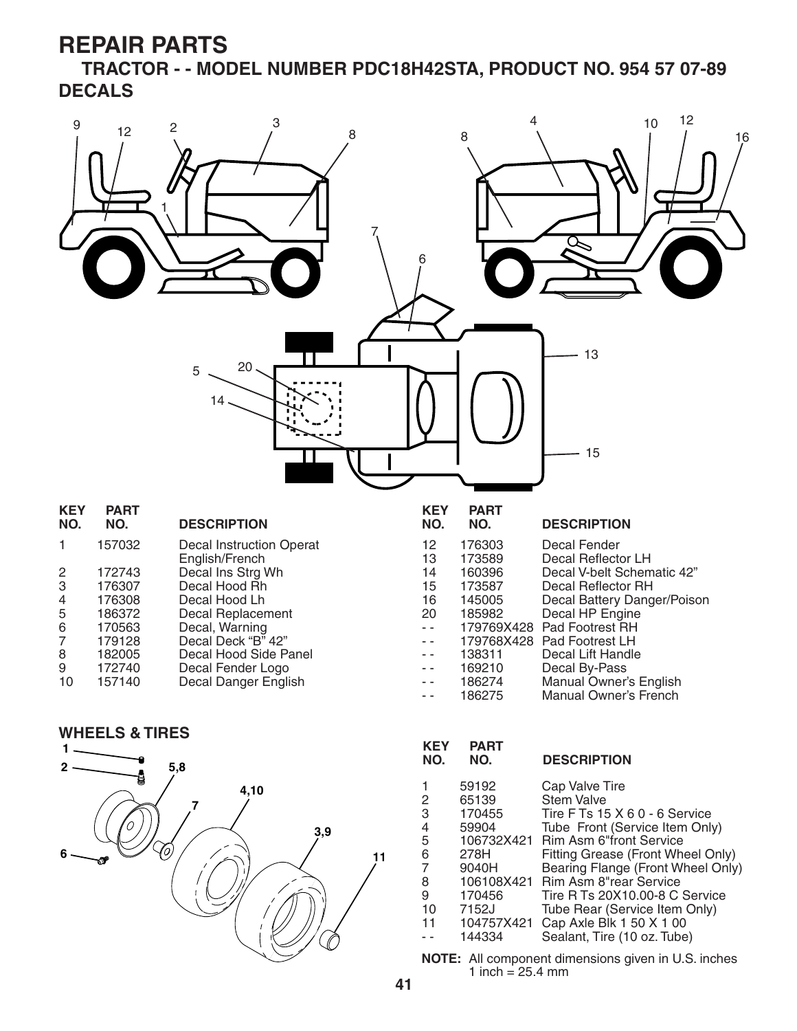# REPAIR PARTS

## TRACTOR - - MODEL NUMBER PDC18H42STA, PRODUCT NO. 954 57 07-89

## DECALS

| KEY NO. | PART NO. | DESCRIPTION |
|---|---|---|
| 1 | 157032 | Decal Instruction Operat English/French |
| 2 | 172743 | Decal Ins Strg Wh |
| 3 | 176307 | Decal Hood Rh |
| 4 | 176308 | Decal Hood Lh |
| 5 | 186372 | Decal Replacement |
| 6 | 170563 | Decal, Warning |
| 7 | 179128 | Decal Deck "B" 42" |
| 8 | 182005 | Decal Hood Side Panel |
| 9 | 172740 | Decal Fender Logo |
| 10 | 157140 | Decal Danger English |
| 12 | 176303 | Decal Fender |
| 13 | 173589 | Decal Reflector LH |
| 14 | 160396 | Decal V-belt Schematic 42" |
| 15 | 173587 | Decal Reflector RH |
| 16 | 145005 | Decal Battery Danger/Poison |
| 20 | 185982 | Decal HP Engine |
| - - | 179769X428 | Pad Footrest RH |
| - - | 179768X428 | Pad Footrest LH |
| - - | 138311 | Decal Lift Handle |
| - - | 169210 | Decal By-Pass |
| - - | 186274 | Manual Owner's English |
| - - | 186275 | Manual Owner's French |

## WHEELS & TIRES

| KEY NO. | PART NO. | DESCRIPTION |
|---|---|---|
| 1 | 59192 | Cap Valve Tire |
| 2 | 65139 | Stem Valve |
| 3 | 170455 | Tire F Ts 15 X 6 0 - 6 Service |
| 4 | 59904 | Tube Front (Service Item Only) |
| 5 | 106732X421 | Rim Asm 6"front Service |
| 6 | 278H | Fitting Grease (Front Wheel Only) |
| 7 | 9040H | Bearing Flange (Front Wheel Only) |
| 8 | 106108X421 | Rim Asm 8"rear Service |
| 9 | 170456 | Tire R Ts 20X10.00-8 C Service |
| 10 | 7152J | Tube Rear (Service Item Only) |
| 11 | 104757X421 | Cap Axle Blk 1 50 X 1 00 |
| - - | 144334 | Sealant, Tire (10 oz. Tube) |

**NOTE:** All component dimensions given in U.S. inches
1 inch = 25.4 mm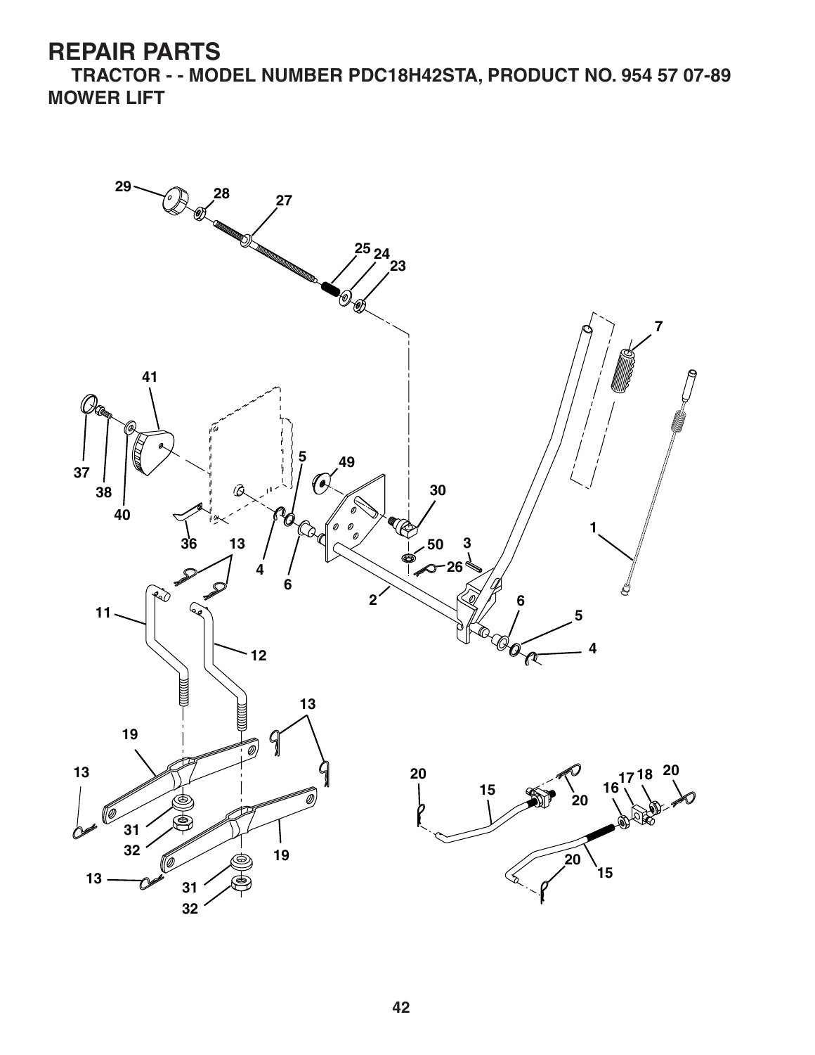# REPAIR PARTS

## TRACTOR - - MODEL NUMBER PDC18H42STA, PRODUCT NO. 954 57 07-89

## MOWER LIFT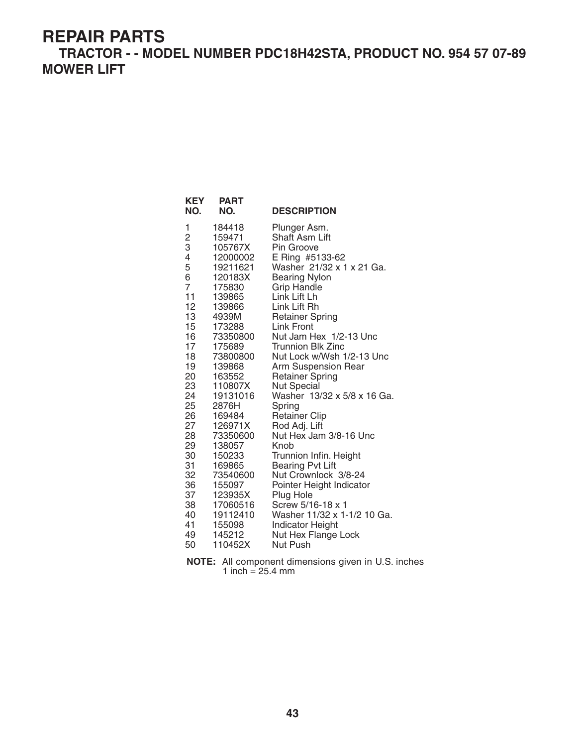# REPAIR PARTS

## TRACTOR - - MODEL NUMBER PDC18H42STA, PRODUCT NO. 954 57 07-89

## MOWER LIFT

| KEY NO. | PART NO. | DESCRIPTION |
|---|---|---|
| 1 | 184418 | Plunger Asm. |
| 2 | 159471 | Shaft Asm Lift |
| 3 | 105767X | Pin Groove |
| 4 | 12000002 | E Ring #5133-62 |
| 5 | 19211621 | Washer 21/32 x 1 x 21 Ga. |
| 6 | 120183X | Bearing Nylon |
| 7 | 175830 | Grip Handle |
| 11 | 139865 | Link Lift Lh |
| 12 | 139866 | Link Lift Rh |
| 13 | 4939M | Retainer Spring |
| 15 | 173288 | Link Front |
| 16 | 73350800 | Nut Jam Hex 1/2-13 Unc |
| 17 | 175689 | Trunnion Blk Zinc |
| 18 | 73800800 | Nut Lock w/Wsh 1/2-13 Unc |
| 19 | 139868 | Arm Suspension Rear |
| 20 | 163552 | Retainer Spring |
| 23 | 110807X | Nut Special |
| 24 | 19131016 | Washer 13/32 x 5/8 x 16 Ga. |
| 25 | 2876H | Spring |
| 26 | 169484 | Retainer Clip |
| 27 | 126971X | Rod Adj. Lift |
| 28 | 73350600 | Nut Hex Jam 3/8-16 Unc |
| 29 | 138057 | Knob |
| 30 | 150233 | Trunnion Infin. Height |
| 31 | 169865 | Bearing Pvt Lift |
| 32 | 73540600 | Nut Crownlock 3/8-24 |
| 36 | 155097 | Pointer Height Indicator |
| 37 | 123935X | Plug Hole |
| 38 | 17060516 | Screw 5/16-18 x 1 |
| 40 | 19112410 | Washer 11/32 x 1-1/2 10 Ga. |
| 41 | 155098 | Indicator Height |
| 49 | 145212 | Nut Hex Flange Lock |
| 50 | 110452X | Nut Push |

**NOTE:** All component dimensions given in U.S. inches
1 inch = 25.4 mm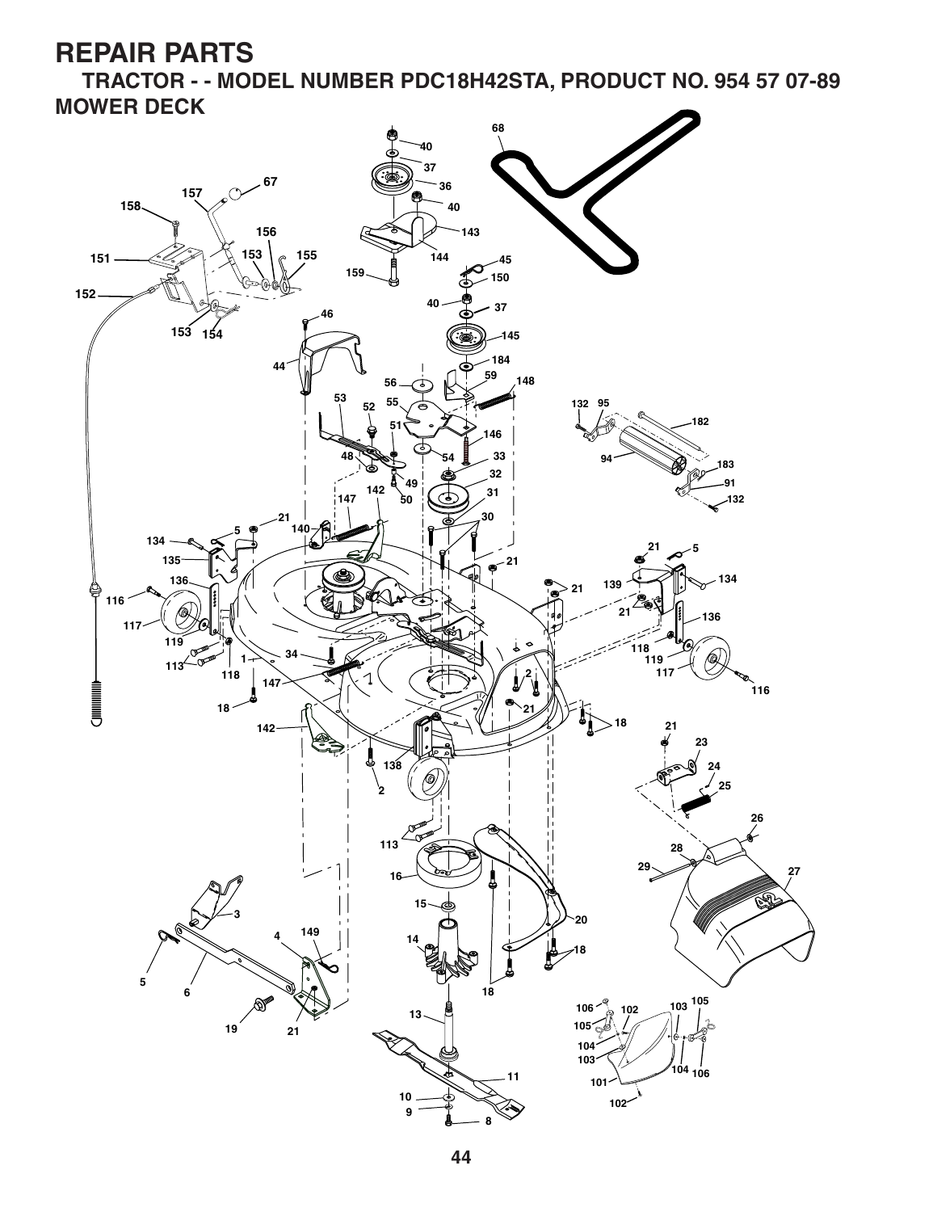# REPAIR PARTS

## TRACTOR - - MODEL NUMBER PDC18H42STA, PRODUCT NO. 954 57 07-89

## MOWER DECK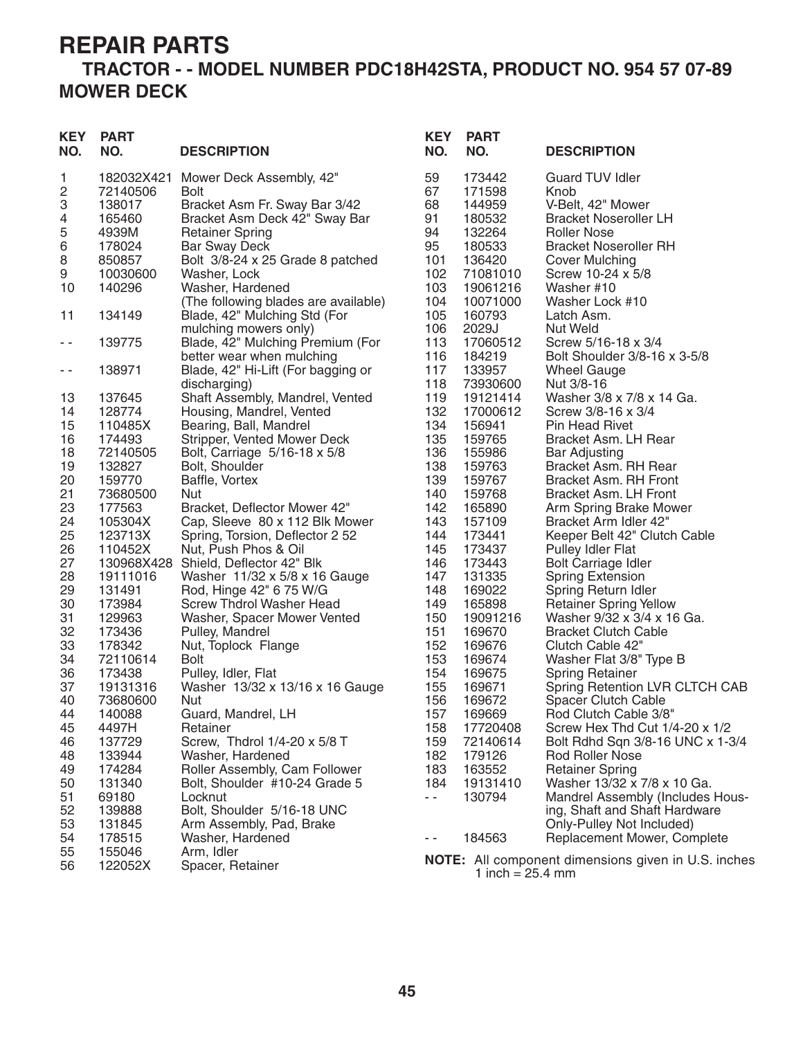# REPAIR PARTS

## TRACTOR - - MODEL NUMBER PDC18H42STA, PRODUCT NO. 954 57 07-89

## MOWER DECK

| KEY NO. | PART NO. | DESCRIPTION |
|---|---|---|
| 1 | 182032X421 | Mower Deck Assembly, 42" |
| 2 | 72140506 | Bolt |
| 3 | 138017 | Bracket Asm Fr. Sway Bar 3/42 |
| 4 | 165460 | Bracket Asm Deck 42" Sway Bar |
| 5 | 4939M | Retainer Spring |
| 6 | 178024 | Bar Sway Deck |
| 8 | 850857 | Bolt 3/8-24 x 25 Grade 8 patched |
| 9 | 10030600 | Washer, Lock |
| 10 | 140296 | Washer, Hardened |
| | | (The following blades are available) |
| 11 | 134149 | Blade, 42" Mulching Std (For mulching mowers only) |
| - - | 139775 | Blade, 42" Mulching Premium (For better wear when mulching |
| - - | 138971 | Blade, 42" Hi-Lift (For bagging or discharging) |
| 13 | 137645 | Shaft Assembly, Mandrel, Vented |
| 14 | 128774 | Housing, Mandrel, Vented |
| 15 | 110485X | Bearing, Ball, Mandrel |
| 16 | 174493 | Stripper, Vented Mower Deck |
| 18 | 72140505 | Bolt, Carriage 5/16-18 x 5/8 |
| 19 | 132827 | Bolt, Shoulder |
| 20 | 159770 | Baffle, Vortex |
| 21 | 73680500 | Nut |
| 23 | 177563 | Bracket, Deflector Mower 42" |
| 24 | 105304X | Cap, Sleeve 80 x 112 Blk Mower |
| 25 | 123713X | Spring, Torsion, Deflector 2 52 |
| 26 | 110452X | Nut, Push Phos & Oil |
| 27 | 130968X428 | Shield, Deflector 42" Blk |
| 28 | 19111016 | Washer 11/32 x 5/8 x 16 Gauge |
| 29 | 131491 | Rod, Hinge 42" 6 75 W/G |
| 30 | 173984 | Screw Thdrol Washer Head |
| 31 | 129963 | Washer, Spacer Mower Vented |
| 32 | 173436 | Pulley, Mandrel |
| 33 | 178342 | Nut, Toplock Flange |
| 34 | 72110614 | Bolt |
| 36 | 173438 | Pulley, Idler, Flat |
| 37 | 19131316 | Washer 13/32 x 13/16 x 16 Gauge |
| 40 | 73680600 | Nut |
| 44 | 140088 | Guard, Mandrel, LH |
| 45 | 4497H | Retainer |
| 46 | 137729 | Screw, Thdrol 1/4-20 x 5/8 T |
| 48 | 133944 | Washer, Hardened |
| 49 | 174284 | Roller Assembly, Cam Follower |
| 50 | 131340 | Bolt, Shoulder #10-24 Grade 5 |
| 51 | 69180 | Locknut |
| 52 | 139888 | Bolt, Shoulder 5/16-18 UNC |
| 53 | 131845 | Arm Assembly, Pad, Brake |
| 54 | 178515 | Washer, Hardened |
| 55 | 155046 | Arm, Idler |
| 56 | 122052X | Spacer, Retainer |
| 59 | 173442 | Guard TUV Idler |
| 67 | 171598 | Knob |
| 68 | 144959 | V-Belt, 42" Mower |
| 91 | 180532 | Bracket Noseroller LH |
| 94 | 132264 | Roller Nose |
| 95 | 180533 | Bracket Noseroller RH |
| 101 | 136420 | Cover Mulching |
| 102 | 71081010 | Screw 10-24 x 5/8 |
| 103 | 19061216 | Washer #10 |
| 104 | 10071000 | Washer Lock #10 |
| 105 | 160793 | Latch Asm. |
| 106 | 2029J | Nut Weld |
| 113 | 17060512 | Screw 5/16-18 x 3/4 |
| 116 | 184219 | Bolt Shoulder 3/8-16 x 3-5/8 |
| 117 | 133957 | Wheel Gauge |
| 118 | 73930600 | Nut 3/8-16 |
| 119 | 19121414 | Washer 3/8 x 7/8 x 14 Ga. |
| 132 | 17000612 | Screw 3/8-16 x 3/4 |
| 134 | 156941 | Pin Head Rivet |
| 135 | 159765 | Bracket Asm. LH Rear |
| 136 | 155986 | Bar Adjusting |
| 138 | 159763 | Bracket Asm. RH Rear |
| 139 | 159767 | Bracket Asm. RH Front |
| 140 | 159768 | Bracket Asm. LH Front |
| 142 | 165890 | Arm Spring Brake Mower |
| 143 | 157109 | Bracket Arm Idler 42" |
| 144 | 173441 | Keeper Belt 42" Clutch Cable |
| 145 | 173437 | Pulley Idler Flat |
| 146 | 173443 | Bolt Carriage Idler |
| 147 | 131335 | Spring Extension |
| 148 | 169022 | Spring Return Idler |
| 149 | 165898 | Retainer Spring Yellow |
| 150 | 19091216 | Washer 9/32 x 3/4 x 16 Ga. |
| 151 | 169670 | Bracket Clutch Cable |
| 152 | 169676 | Clutch Cable 42" |
| 153 | 169674 | Washer Flat 3/8" Type B |
| 154 | 169675 | Spring Retainer |
| 155 | 169671 | Spring Retention LVR CLTCH CAB |
| 156 | 169672 | Spacer Clutch Cable |
| 157 | 169669 | Rod Clutch Cable 3/8" |
| 158 | 17720408 | Screw Hex Thd Cut 1/4-20 x 1/2 |
| 159 | 72140614 | Bolt Rdhd Sqn 3/8-16 UNC x 1-3/4 |
| 182 | 179126 | Rod Roller Nose |
| 183 | 163552 | Retainer Spring |
| 184 | 19131410 | Washer 13/32 x 7/8 x 10 Ga. |
| - - | 130794 | Mandrel Assembly (Includes Housing, Shaft and Shaft Hardware Only-Pulley Not Included) |
| - - | 184563 | Replacement Mower, Complete |

**NOTE:** All component dimensions given in U.S. inches
1 inch = 25.4 mm